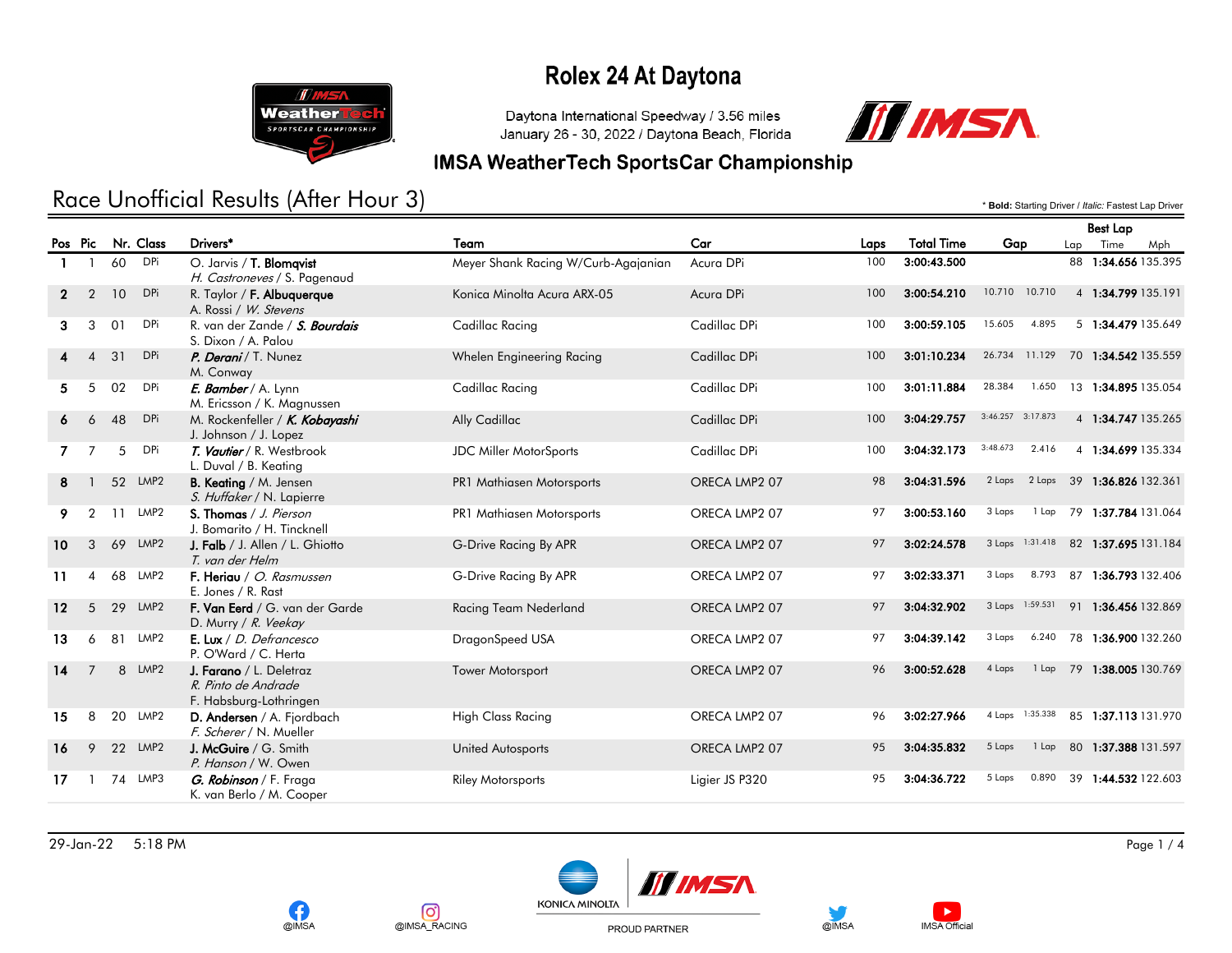# Rolex 24 At Daytona

Daytona International Speedway / 3.56 miles
January 26 - 30, 2022 / Daytona Beach, Florida

## IMSA WeatherTech SportsCar Championship

## Race Unofficial Results (After Hour 3)

* **Bold:** Starting Driver / *Italic:* Fastest Lap Driver

| Pos | Pic | Nr. | Class | Drivers* | Team | Car | Laps | Total Time | Gap | | Best Lap Lap | Best Lap Time | Best Lap Mph |
|---|---|---|---|---|---|---|---|---|---|---|---|---|---|
| 1 | 1 | 60 | DPi | O. Jarvis / **T. Blomqvist** / *H. Castroneves* / S. Pagenaud | Meyer Shank Racing W/Curb-Agajanian | Acura DPi | 100 | **3:00:43.500** | | | 88 | **1:34.656** | 135.395 |
| 2 | 2 | 10 | DPi | R. Taylor / **F. Albuquerque** / A. Rossi / *W. Stevens* | Konica Minolta Acura ARX-05 | Acura DPi | 100 | **3:00:54.210** | 10.710 | 10.710 | 4 | **1:34.799** | 135.191 |
| 3 | 3 | 01 | DPi | R. van der Zande / ***S. Bourdais*** / S. Dixon / A. Palou | Cadillac Racing | Cadillac DPi | 100 | **3:00:59.105** | 15.605 | 4.895 | 5 | **1:34.479** | 135.649 |
| 4 | 4 | 31 | DPi | ***P. Derani*** / T. Nunez / M. Conway | Whelen Engineering Racing | Cadillac DPi | 100 | **3:01:10.234** | 26.734 | 11.129 | 70 | **1:34.542** | 135.559 |
| 5 | 5 | 02 | DPi | ***E. Bamber*** / A. Lynn / M. Ericsson / K. Magnussen | Cadillac Racing | Cadillac DPi | 100 | **3:01:11.884** | 28.384 | 1.650 | 13 | **1:34.895** | 135.054 |
| 6 | 6 | 48 | DPi | M. Rockenfeller / ***K. Kobayashi*** / J. Johnson / J. Lopez | Ally Cadillac | Cadillac DPi | 100 | **3:04:29.757** | 3:46.257 | 3:17.873 | 4 | **1:34.747** | 135.265 |
| 7 | 7 | 5 | DPi | ***T. Vautier*** / R. Westbrook / L. Duval / B. Keating | JDC Miller MotorSports | Cadillac DPi | 100 | **3:04:32.173** | 3:48.673 | 2.416 | 4 | **1:34.699** | 135.334 |
| 8 | 1 | 52 | LMP2 | **B. Keating** / M. Jensen / *S. Huffaker* / N. Lapierre | PR1 Mathiasen Motorsports | ORECA LMP2 07 | 98 | **3:04:31.596** | 2 Laps | 2 Laps | 39 | **1:36.826** | 132.361 |
| 9 | 2 | 11 | LMP2 | **S. Thomas** / *J. Pierson* / J. Bomarito / H. Tincknell | PR1 Mathiasen Motorsports | ORECA LMP2 07 | 97 | **3:00:53.160** | 3 Laps | 1 Lap | 79 | **1:37.784** | 131.064 |
| 10 | 3 | 69 | LMP2 | **J. Falb** / J. Allen / L. Ghiotto / *T. van der Helm* | G-Drive Racing By APR | ORECA LMP2 07 | 97 | **3:02:24.578** | 3 Laps | 1:31.418 | 82 | **1:37.695** | 131.184 |
| 11 | 4 | 68 | LMP2 | **F. Heriau** / *O. Rasmussen* / E. Jones / R. Rast | G-Drive Racing By APR | ORECA LMP2 07 | 97 | **3:02:33.371** | 3 Laps | 8.793 | 87 | **1:36.793** | 132.406 |
| 12 | 5 | 29 | LMP2 | **F. Van Eerd** / G. van der Garde / D. Murry / *R. Veekay* | Racing Team Nederland | ORECA LMP2 07 | 97 | **3:04:32.902** | 3 Laps | 1:59.531 | 91 | **1:36.456** | 132.869 |
| 13 | 6 | 81 | LMP2 | **E. Lux** / *D. Defrancesco* / P. O'Ward / C. Herta | DragonSpeed USA | ORECA LMP2 07 | 97 | **3:04:39.142** | 3 Laps | 6.240 | 78 | **1:36.900** | 132.260 |
| 14 | 7 | 8 | LMP2 | **J. Farano** / L. Deletraz / *R. Pinto de Andrade* / F. Habsburg-Lothringen | Tower Motorsport | ORECA LMP2 07 | 96 | **3:00:52.628** | 4 Laps | 1 Lap | 79 | **1:38.005** | 130.769 |
| 15 | 8 | 20 | LMP2 | **D. Andersen** / A. Fjordbach / *F. Scherer* / N. Mueller | High Class Racing | ORECA LMP2 07 | 96 | **3:02:27.966** | 4 Laps | 1:35.338 | 85 | **1:37.113** | 131.970 |
| 16 | 9 | 22 | LMP2 | **J. McGuire** / G. Smith / *P. Hanson* / W. Owen | United Autosports | ORECA LMP2 07 | 95 | **3:04:35.832** | 5 Laps | 1 Lap | 80 | **1:37.388** | 131.597 |
| 17 | 1 | 74 | LMP3 | ***G. Robinson*** / F. Fraga / K. van Berlo / M. Cooper | Riley Motorsports | Ligier JS P320 | 95 | **3:04:36.722** | 5 Laps | 0.890 | 39 | **1:44.532** | 122.603 |

29-Jan-22 5:18 PM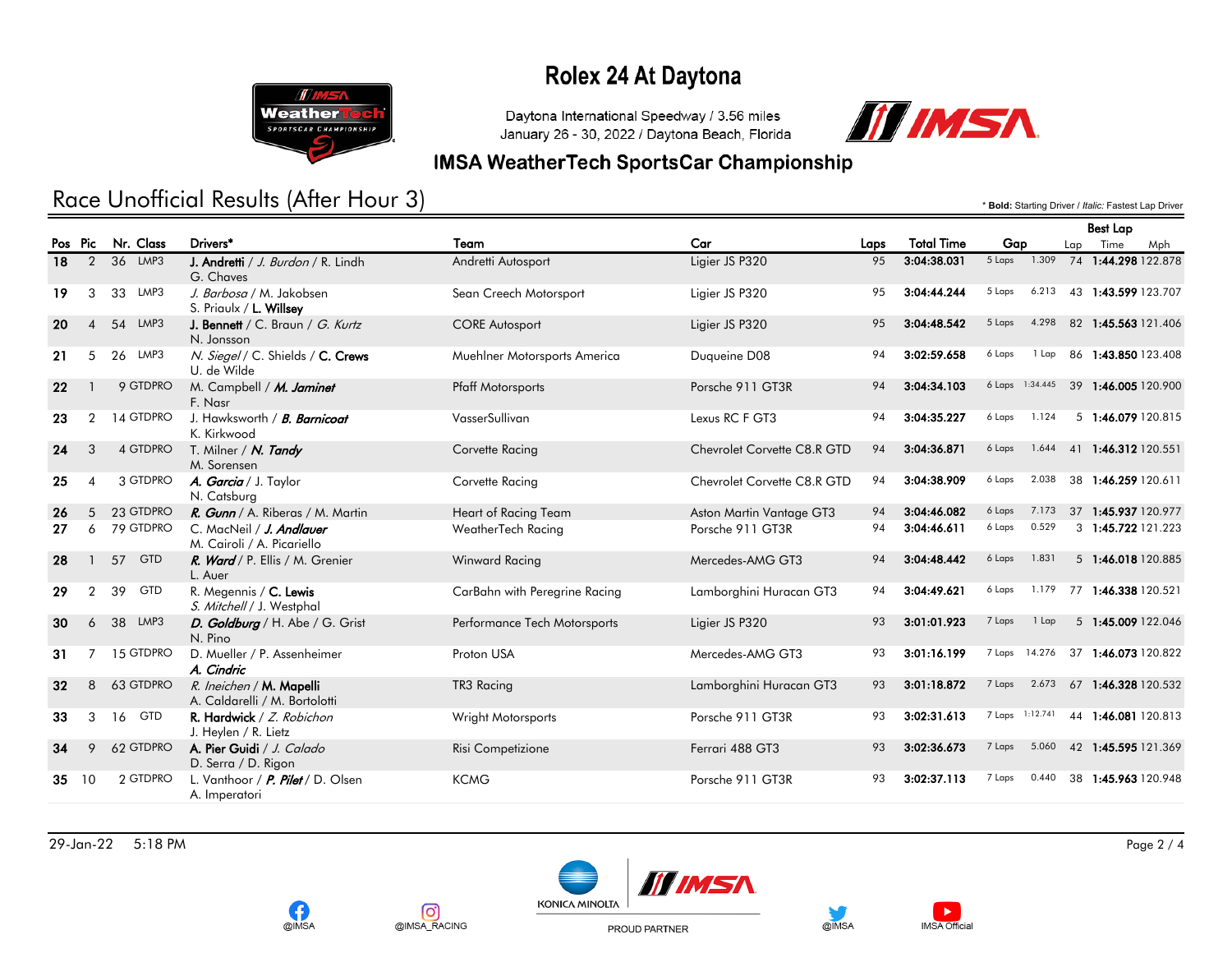# Rolex 24 At Daytona

Daytona International Speedway / 3.56 miles
January 26 - 30, 2022 / Daytona Beach, Florida

## IMSA WeatherTech SportsCar Championship

## Race Unofficial Results (After Hour 3)

\* **Bold**: Starting Driver / *Italic:* Fastest Lap Driver

| Pos | Pic | Nr. | Class | Drivers* | Team | Car | Laps | Total Time | Gap | | Best Lap | | |
|---|---|---|---|---|---|---|---|---|---|---|---|---|---|
| | | | | | | | | | | | Lap | Time | Mph |
| 18 | 2 | 36 | LMP3 | **J. Andretti** / *J. Burdon* / R. Lindh G. Chaves | Andretti Autosport | Ligier JS P320 | 95 | **3:04:38.031** | 5 Laps | 1.309 | 74 | **1:44.298** | 122.878 |
| 19 | 3 | 33 | LMP3 | *J. Barbosa* / M. Jakobsen S. Priaulx / **L. Willsey** | Sean Creech Motorsport | Ligier JS P320 | 95 | **3:04:44.244** | 5 Laps | 6.213 | 43 | **1:43.599** | 123.707 |
| 20 | 4 | 54 | LMP3 | **J. Bennett** / C. Braun / *G. Kurtz* N. Jonsson | CORE Autosport | Ligier JS P320 | 95 | **3:04:48.542** | 5 Laps | 4.298 | 82 | **1:45.563** | 121.406 |
| 21 | 5 | 26 | LMP3 | *N. Siegel* / C. Shields / **C. Crews** U. de Wilde | Muehlner Motorsports America | Duqueine D08 | 94 | **3:02:59.658** | 6 Laps | 1 Lap | 86 | **1:43.850** | 123.408 |
| 22 | 1 | 9 | GTDPRO | M. Campbell / ***M. Jaminet*** F. Nasr | Pfaff Motorsports | Porsche 911 GT3R | 94 | **3:04:34.103** | 6 Laps | 1:34.445 | 39 | **1:46.005** | 120.900 |
| 23 | 2 | 14 | GTDPRO | J. Hawksworth / ***B. Barnicoat*** K. Kirkwood | VasserSullivan | Lexus RC F GT3 | 94 | **3:04:35.227** | 6 Laps | 1.124 | 5 | **1:46.079** | 120.815 |
| 24 | 3 | 4 | GTDPRO | T. Milner / ***N. Tandy*** M. Sorensen | Corvette Racing | Chevrolet Corvette C8.R GTD | 94 | **3:04:36.871** | 6 Laps | 1.644 | 41 | **1:46.312** | 120.551 |
| 25 | 4 | 3 | GTDPRO | ***A. Garcia*** / J. Taylor N. Catsburg | Corvette Racing | Chevrolet Corvette C8.R GTD | 94 | **3:04:38.909** | 6 Laps | 2.038 | 38 | **1:46.259** | 120.611 |
| 26 | 5 | 23 | GTDPRO | ***R. Gunn*** / A. Riberas / M. Martin | Heart of Racing Team | Aston Martin Vantage GT3 | 94 | **3:04:46.082** | 6 Laps | 7.173 | 37 | **1:45.937** | 120.977 |
| 27 | 6 | 79 | GTDPRO | C. MacNeil / ***J. Andlauer*** M. Cairoli / A. Picariello | WeatherTech Racing | Porsche 911 GT3R | 94 | **3:04:46.611** | 6 Laps | 0.529 | 3 | **1:45.722** | 121.223 |
| 28 | 1 | 57 | GTD | ***R. Ward*** / P. Ellis / M. Grenier L. Auer | Winward Racing | Mercedes-AMG GT3 | 94 | **3:04:48.442** | 6 Laps | 1.831 | 5 | **1:46.018** | 120.885 |
| 29 | 2 | 39 | GTD | R. Megennis / **C. Lewis** *S. Mitchell* / J. Westphal | CarBahn with Peregrine Racing | Lamborghini Huracan GT3 | 94 | **3:04:49.621** | 6 Laps | 1.179 | 77 | **1:46.338** | 120.521 |
| 30 | 6 | 38 | LMP3 | ***D. Goldburg*** / H. Abe / G. Grist N. Pino | Performance Tech Motorsports | Ligier JS P320 | 93 | **3:01:01.923** | 7 Laps | 1 Lap | 5 | **1:45.009** | 122.046 |
| 31 | 7 | 15 | GTDPRO | D. Mueller / P. Assenheimer ***A. Cindric*** | Proton USA | Mercedes-AMG GT3 | 93 | **3:01:16.199** | 7 Laps | 14.276 | 37 | **1:46.073** | 120.822 |
| 32 | 8 | 63 | GTDPRO | *R. Ineichen* / **M. Mapelli** A. Caldarelli / M. Bortolotti | TR3 Racing | Lamborghini Huracan GT3 | 93 | **3:01:18.872** | 7 Laps | 2.673 | 67 | **1:46.328** | 120.532 |
| 33 | 3 | 16 | GTD | **R. Hardwick** / *Z. Robichon* J. Heylen / R. Lietz | Wright Motorsports | Porsche 911 GT3R | 93 | **3:02:31.613** | 7 Laps | 1:12.741 | 44 | **1:46.081** | 120.813 |
| 34 | 9 | 62 | GTDPRO | **A. Pier Guidi** / *J. Calado* D. Serra / D. Rigon | Risi Competizione | Ferrari 488 GT3 | 93 | **3:02:36.673** | 7 Laps | 5.060 | 42 | **1:45.595** | 121.369 |
| 35 | 10 | 2 | GTDPRO | L. Vanthoor / ***P. Pilet*** / D. Olsen A. Imperatori | KCMG | Porsche 911 GT3R | 93 | **3:02:37.113** | 7 Laps | 0.440 | 38 | **1:45.963** | 120.948 |

29-Jan-22 5:18 PM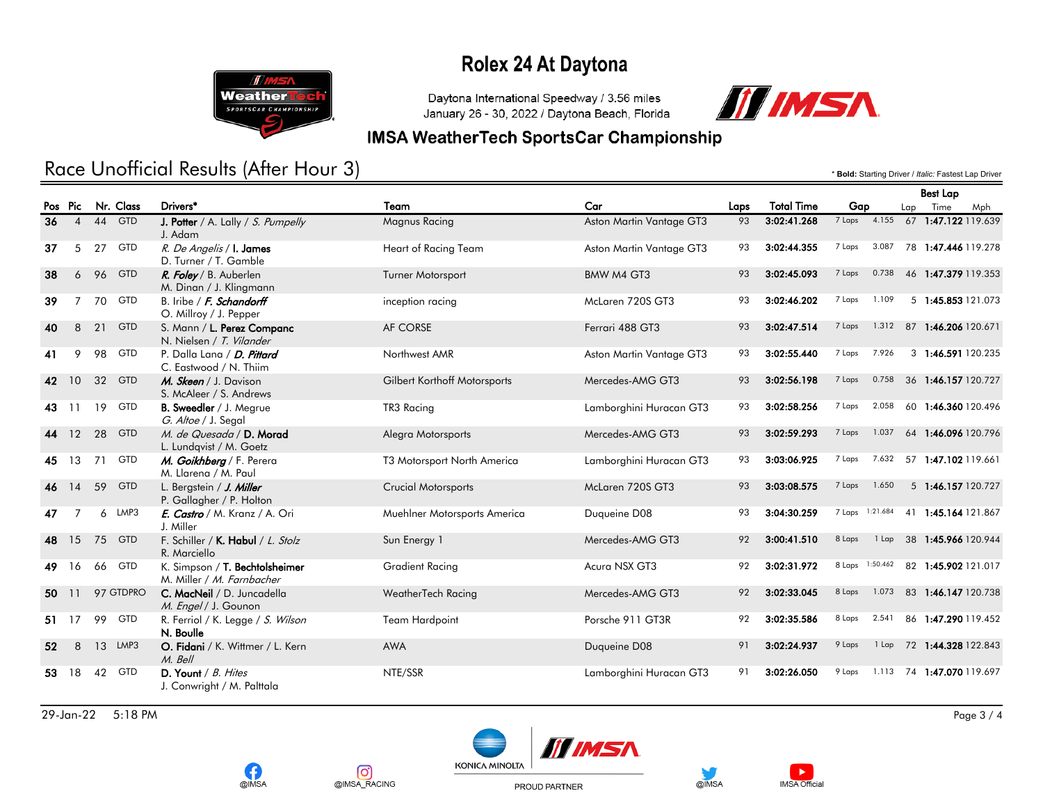# Rolex 24 At Daytona

Daytona International Speedway / 3.56 miles
January 26 - 30, 2022 / Daytona Beach, Florida

## IMSA WeatherTech SportsCar Championship

## Race Unofficial Results (After Hour 3)

\* **Bold**: Starting Driver / *Italic*: Fastest Lap Driver

| Pos | Pic | Nr. | Class | Drivers* | Team | Car | Laps | Total Time | Gap | | Best Lap Lap | Best Lap Time | Best Lap Mph |
|---|---|---|---|---|---|---|---|---|---|---|---|---|---|
| 36 | 4 | 44 | GTD | **J. Potter** / A. Lally / *S. Pumpelly* J. Adam | Magnus Racing | Aston Martin Vantage GT3 | 93 | 3:02:41.268 | 7 Laps | 4.155 | 67 | 1:47.122 | 119.639 |
| 37 | 5 | 27 | GTD | *R. De Angelis* / **I. James** D. Turner / T. Gamble | Heart of Racing Team | Aston Martin Vantage GT3 | 93 | 3:02:44.355 | 7 Laps | 3.087 | 78 | 1:47.446 | 119.278 |
| 38 | 6 | 96 | GTD | ***R. Foley*** / B. Auberlen M. Dinan / J. Klingmann | Turner Motorsport | BMW M4 GT3 | 93 | 3:02:45.093 | 7 Laps | 0.738 | 46 | 1:47.379 | 119.353 |
| 39 | 7 | 70 | GTD | B. Iribe / ***F. Schandorff*** O. Millroy / J. Pepper | inception racing | McLaren 720S GT3 | 93 | 3:02:46.202 | 7 Laps | 1.109 | 5 | 1:45.853 | 121.073 |
| 40 | 8 | 21 | GTD | S. Mann / **L. Perez Companc** N. Nielsen / *T. Vilander* | AF CORSE | Ferrari 488 GT3 | 93 | 3:02:47.514 | 7 Laps | 1.312 | 87 | 1:46.206 | 120.671 |
| 41 | 9 | 98 | GTD | P. Dalla Lana / ***D. Pittard*** C. Eastwood / N. Thiim | Northwest AMR | Aston Martin Vantage GT3 | 93 | 3:02:55.440 | 7 Laps | 7.926 | 3 | 1:46.591 | 120.235 |
| 42 | 10 | 32 | GTD | ***M. Skeen*** / J. Davison S. McAleer / S. Andrews | Gilbert Korthoff Motorsports | Mercedes-AMG GT3 | 93 | 3:02:56.198 | 7 Laps | 0.758 | 36 | 1:46.157 | 120.727 |
| 43 | 11 | 19 | GTD | **B. Sweedler** / J. Megrue *G. Altoe* / J. Segal | TR3 Racing | Lamborghini Huracan GT3 | 93 | 3:02:58.256 | 7 Laps | 2.058 | 60 | 1:46.360 | 120.496 |
| 44 | 12 | 28 | GTD | *M. de Quesada* / **D. Morad** L. Lundqvist / M. Goetz | Alegra Motorsports | Mercedes-AMG GT3 | 93 | 3:02:59.293 | 7 Laps | 1.037 | 64 | 1:46.096 | 120.796 |
| 45 | 13 | 71 | GTD | ***M. Goikhberg*** / F. Perera M. Llarena / M. Paul | T3 Motorsport North America | Lamborghini Huracan GT3 | 93 | 3:03:06.925 | 7 Laps | 7.632 | 57 | 1:47.102 | 119.661 |
| 46 | 14 | 59 | GTD | L. Bergstein / ***J. Miller*** P. Gallagher / P. Holton | Crucial Motorsports | McLaren 720S GT3 | 93 | 3:03:08.575 | 7 Laps | 1.650 | 5 | 1:46.157 | 120.727 |
| 47 | 7 | 6 | LMP3 | ***E. Castro*** / M. Kranz / A. Ori J. Miller | Muehlner Motorsports America | Duqueine D08 | 93 | 3:04:30.259 | 7 Laps | 1:21.684 | 41 | 1:45.164 | 121.867 |
| 48 | 15 | 75 | GTD | F. Schiller / **K. Habul** / *L. Stolz* R. Marciello | Sun Energy 1 | Mercedes-AMG GT3 | 92 | 3:00:41.510 | 8 Laps | 1 Lap | 38 | 1:45.966 | 120.944 |
| 49 | 16 | 66 | GTD | K. Simpson / **T. Bechtolsheimer** M. Miller / *M. Farnbacher* | Gradient Racing | Acura NSX GT3 | 92 | 3:02:31.972 | 8 Laps | 1:50.462 | 82 | 1:45.902 | 121.017 |
| 50 | 11 | 97 | GTDPRO | **C. MacNeil** / D. Juncadella *M. Engel* / J. Gounon | WeatherTech Racing | Mercedes-AMG GT3 | 92 | 3:02:33.045 | 8 Laps | 1.073 | 83 | 1:46.147 | 120.738 |
| 51 | 17 | 99 | GTD | R. Ferriol / K. Legge / *S. Wilson* **N. Boulle** | Team Hardpoint | Porsche 911 GT3R | 92 | 3:02:35.586 | 8 Laps | 2.541 | 86 | 1:47.290 | 119.452 |
| 52 | 8 | 13 | LMP3 | **O. Fidani** / K. Wittmer / L. Kern *M. Bell* | AWA | Duqueine D08 | 91 | 3:02:24.937 | 9 Laps | 1 Lap | 72 | 1:44.328 | 122.843 |
| 53 | 18 | 42 | GTD | **D. Yount** / *B. Hites* J. Conwright / M. Palttala | NTE/SSR | Lamborghini Huracan GT3 | 91 | 3:02:26.050 | 9 Laps | 1.113 | 74 | 1:47.070 | 119.697 |

29-Jan-22 5:18 PM

@IMSA @IMSA_RACING KONICA MINOLTA PROUD PARTNER @IMSA IMSA Official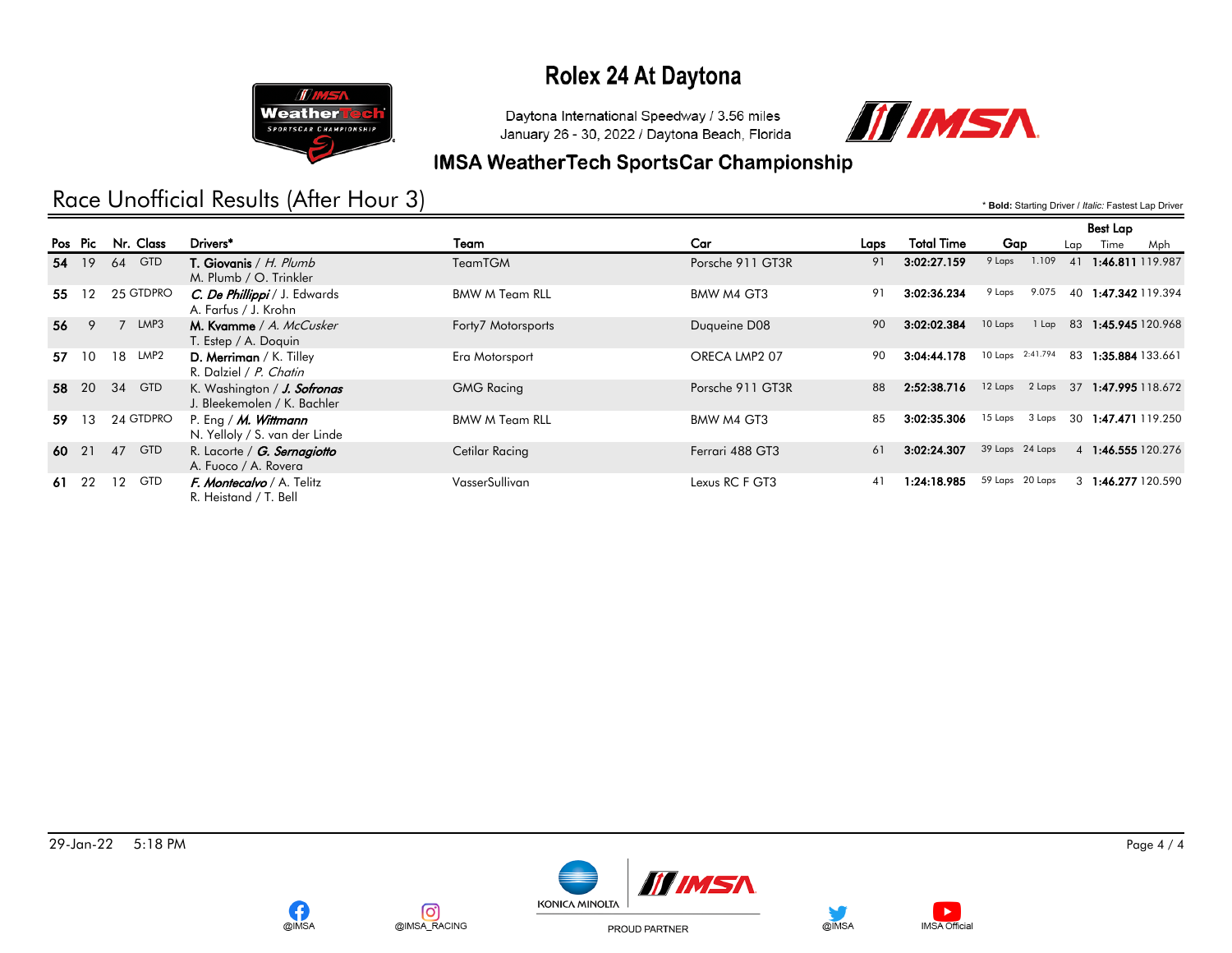# Rolex 24 At Daytona

Daytona International Speedway / 3.56 miles
January 26 - 30, 2022 / Daytona Beach, Florida

## IMSA WeatherTech SportsCar Championship

## Race Unofficial Results (After Hour 3)

* **Bold:** Starting Driver / *Italic:* Fastest Lap Driver

| Pos | Pic | Nr. | Class | Drivers* | Team | Car | Laps | Total Time | Gap | | Best Lap Lap | Best Lap Time | Best Lap Mph |
|---|---|---|---|---|---|---|---|---|---|---|---|---|---|
| **54** | 19 | 64 | GTD | **T. Giovanis** / *H. Plumb* M. Plumb / O. Trinkler | TeamTGM | Porsche 911 GT3R | 91 | **3:02:27.159** | 9 Laps | 1.109 | 41 | **1:46.811** | 119.987 |
| **55** | 12 | 25 | GTDPRO | ***C. De Phillippi*** / J. Edwards A. Farfus / J. Krohn | BMW M Team RLL | BMW M4 GT3 | 91 | **3:02:36.234** | 9 Laps | 9.075 | 40 | **1:47.342** | 119.394 |
| **56** | 9 | 7 | LMP3 | **M. Kvamme** / *A. McCusker* T. Estep / A. Doquin | Forty7 Motorsports | Duqueine D08 | 90 | **3:02:02.384** | 10 Laps | 1 Lap | 83 | **1:45.945** | 120.968 |
| **57** | 10 | 18 | LMP2 | **D. Merriman** / K. Tilley R. Dalziel / *P. Chatin* | Era Motorsport | ORECA LMP2 07 | 90 | **3:04:44.178** | 10 Laps | 2:41.794 | 83 | **1:35.884** | 133.661 |
| **58** | 20 | 34 | GTD | K. Washington / ***J. Sofronas*** J. Bleekemolen / K. Bachler | GMG Racing | Porsche 911 GT3R | 88 | **2:52:38.716** | 12 Laps | 2 Laps | 37 | **1:47.995** | 118.672 |
| **59** | 13 | 24 | GTDPRO | P. Eng / ***M. Wittmann*** N. Yelloly / S. van der Linde | BMW M Team RLL | BMW M4 GT3 | 85 | **3:02:35.306** | 15 Laps | 3 Laps | 30 | **1:47.471** | 119.250 |
| **60** | 21 | 47 | GTD | R. Lacorte / ***G. Sernagiotto*** A. Fuoco / A. Rovera | Cetilar Racing | Ferrari 488 GT3 | 61 | **3:02:24.307** | 39 Laps | 24 Laps | 4 | **1:46.555** | 120.276 |
| **61** | 22 | 12 | GTD | ***F. Montecalvo*** / A. Telitz R. Heistand / T. Bell | VasserSullivan | Lexus RC F GT3 | 41 | **1:24:18.985** | 59 Laps | 20 Laps | 3 | **1:46.277** | 120.590 |

29-Jan-22 5:18 PM

@IMSA @IMSA_RACING KONICA MINOLTA PROUD PARTNER @IMSA IMSA Official